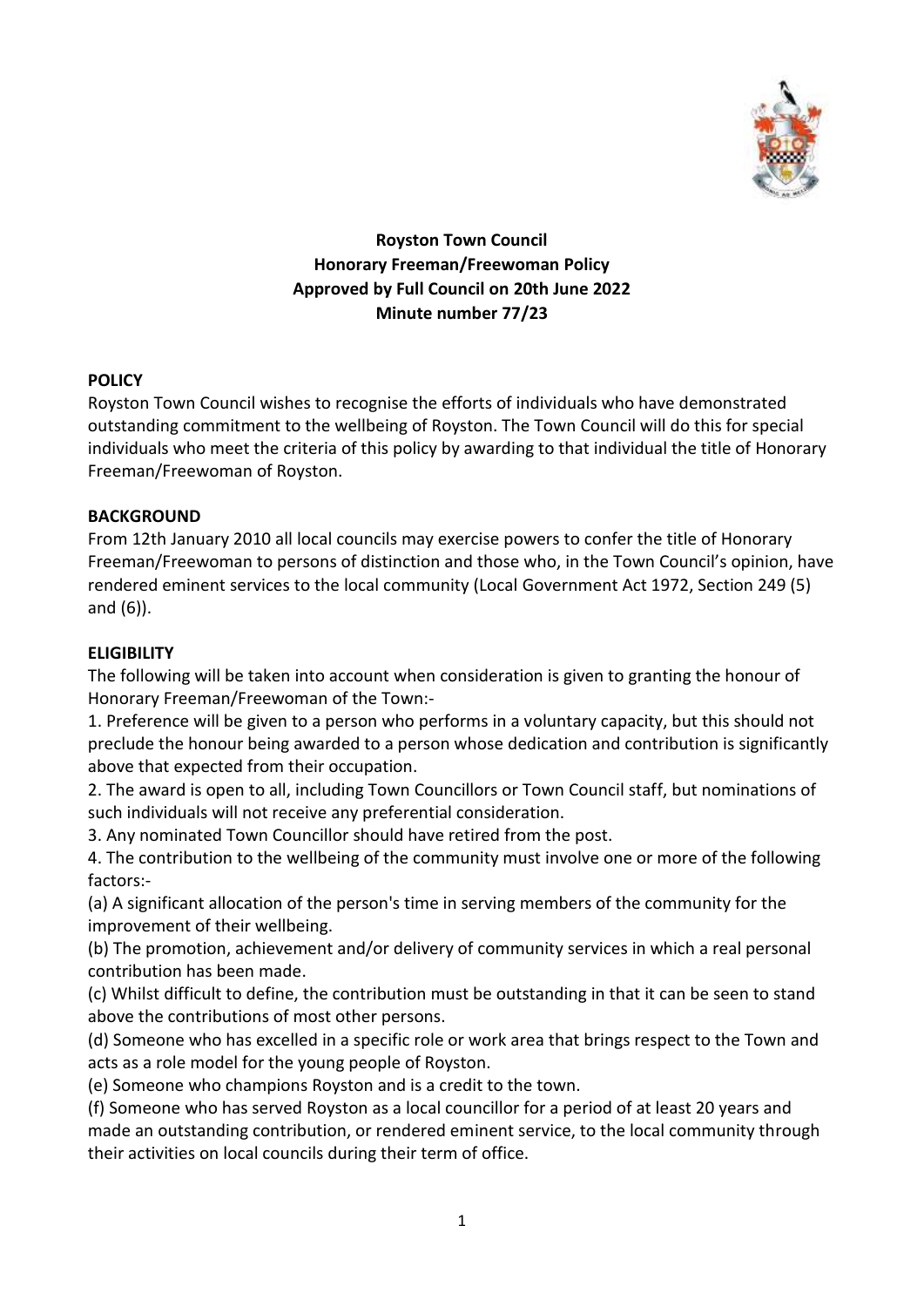# Royston Town Council
## Honorary Freeman/Freewoman Policy
**Approved by Full Council on 20th June 2022**
**Minute number 77/23**

## POLICY

Royston Town Council wishes to recognise the efforts of individuals who have demonstrated outstanding commitment to the wellbeing of Royston. The Town Council will do this for special individuals who meet the criteria of this policy by awarding to that individual the title of Honorary Freeman/Freewoman of Royston.

## BACKGROUND

From 12th January 2010 all local councils may exercise powers to confer the title of Honorary Freeman/Freewoman to persons of distinction and those who, in the Town Council's opinion, have rendered eminent services to the local community (Local Government Act 1972, Section 249 (5) and (6)).

## ELIGIBILITY

The following will be taken into account when consideration is given to granting the honour of Honorary Freeman/Freewoman of the Town:-

1. Preference will be given to a person who performs in a voluntary capacity, but this should not preclude the honour being awarded to a person whose dedication and contribution is significantly above that expected from their occupation.
2. The award is open to all, including Town Councillors or Town Council staff, but nominations of such individuals will not receive any preferential consideration.
3. Any nominated Town Councillor should have retired from the post.
4. The contribution to the wellbeing of the community must involve one or more of the following factors:-

(a) A significant allocation of the person's time in serving members of the community for the improvement of their wellbeing.

(b) The promotion, achievement and/or delivery of community services in which a real personal contribution has been made.

(c) Whilst difficult to define, the contribution must be outstanding in that it can be seen to stand above the contributions of most other persons.

(d) Someone who has excelled in a specific role or work area that brings respect to the Town and acts as a role model for the young people of Royston.

(e) Someone who champions Royston and is a credit to the town.

(f) Someone who has served Royston as a local councillor for a period of at least 20 years and made an outstanding contribution, or rendered eminent service, to the local community through their activities on local councils during their term of office.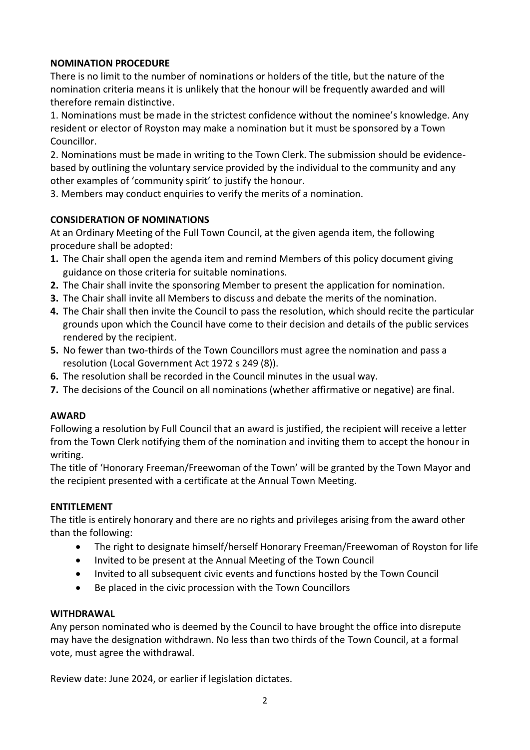## NOMINATION PROCEDURE

There is no limit to the number of nominations or holders of the title, but the nature of the nomination criteria means it is unlikely that the honour will be frequently awarded and will therefore remain distinctive.

1. Nominations must be made in the strictest confidence without the nominee's knowledge. Any resident or elector of Royston may make a nomination but it must be sponsored by a Town Councillor.
2. Nominations must be made in writing to the Town Clerk. The submission should be evidence-based by outlining the voluntary service provided by the individual to the community and any other examples of 'community spirit' to justify the honour.
3. Members may conduct enquiries to verify the merits of a nomination.

## CONSIDERATION OF NOMINATIONS

At an Ordinary Meeting of the Full Town Council, at the given agenda item, the following procedure shall be adopted:

1. The Chair shall open the agenda item and remind Members of this policy document giving guidance on those criteria for suitable nominations.
2. The Chair shall invite the sponsoring Member to present the application for nomination.
3. The Chair shall invite all Members to discuss and debate the merits of the nomination.
4. The Chair shall then invite the Council to pass the resolution, which should recite the particular grounds upon which the Council have come to their decision and details of the public services rendered by the recipient.
5. No fewer than two-thirds of the Town Councillors must agree the nomination and pass a resolution (Local Government Act 1972 s 249 (8)).
6. The resolution shall be recorded in the Council minutes in the usual way.
7. The decisions of the Council on all nominations (whether affirmative or negative) are final.

## AWARD

Following a resolution by Full Council that an award is justified, the recipient will receive a letter from the Town Clerk notifying them of the nomination and inviting them to accept the honour in writing.

The title of 'Honorary Freeman/Freewoman of the Town' will be granted by the Town Mayor and the recipient presented with a certificate at the Annual Town Meeting.

## ENTITLEMENT

The title is entirely honorary and there are no rights and privileges arising from the award other than the following:

- The right to designate himself/herself Honorary Freeman/Freewoman of Royston for life
- Invited to be present at the Annual Meeting of the Town Council
- Invited to all subsequent civic events and functions hosted by the Town Council
- Be placed in the civic procession with the Town Councillors

## WITHDRAWAL

Any person nominated who is deemed by the Council to have brought the office into disrepute may have the designation withdrawn. No less than two thirds of the Town Council, at a formal vote, must agree the withdrawal.

Review date: June 2024, or earlier if legislation dictates.